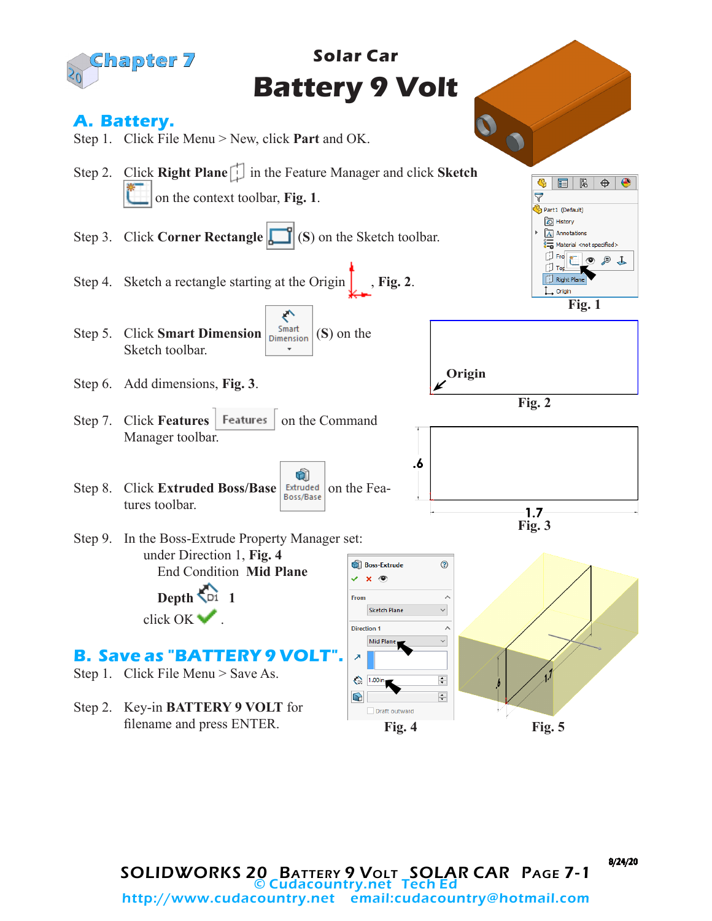Chapter 7

# Solar Car
# Battery 9 Volt

## A. Battery.

Step 1. Click File Menu > New, click **Part** and OK.

Step 2. Click **Right Plane** in the Feature Manager and click **Sketch** on the context toolbar, **Fig. 1**.

Step 3. Click **Corner Rectangle** (**S**) on the Sketch toolbar.

Step 4. Sketch a rectangle starting at the Origin, **Fig. 2**.

Step 5. Click **Smart Dimension** (**S**) on the Sketch toolbar.

Step 6. Add dimensions, **Fig. 3**.

Step 7. Click **Features** on the Command Manager toolbar.

Step 8. Click **Extruded Boss/Base** on the Features toolbar.

Step 9. In the Boss-Extrude Property Manager set:
- under Direction 1, **Fig. 4**
  - End Condition **Mid Plane**
  - **Depth** 1
- click OK .

**Fig. 1**

Origin

**Fig. 2**

.6

1.7

**Fig. 3**

Boss-Extrude

From

Sketch Plane

Direction 1

Mid Plane

1.00in

Draft outward

**Fig. 4**

**Fig. 5**

## B. Save as "BATTERY 9 VOLT".

Step 1. Click File Menu > Save As.

Step 2. Key-in **BATTERY 9 VOLT** for filename and press ENTER.

8/24/20

SOLIDWORKS 20 Battery 9 Volt SOLAR CAR Page 7-1

© Cudacountry.net Tech Ed

http://www.cudacountry.net email:cudacountry@hotmail.com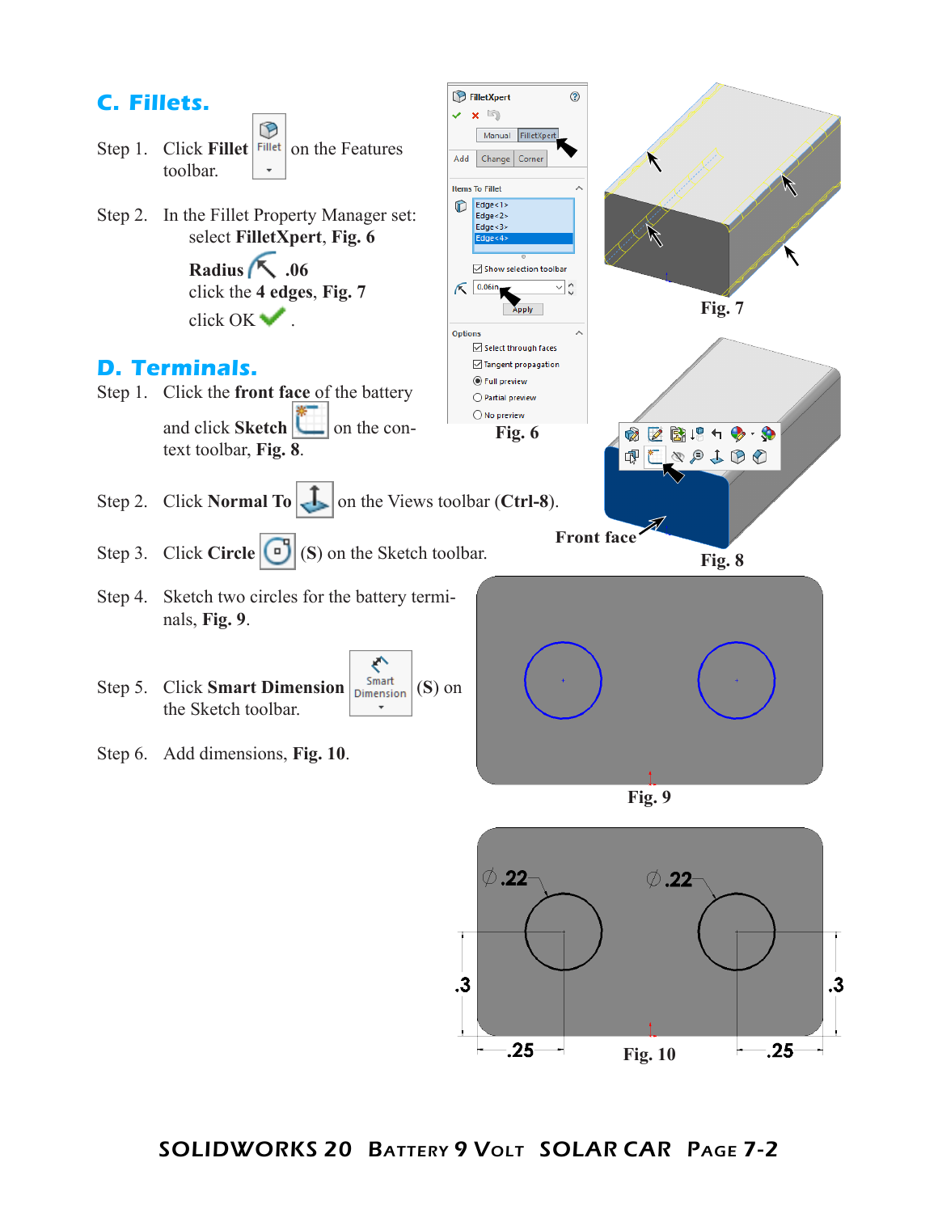## C. Fillets.

Step 1. Click **Fillet** on the Features toolbar.

Step 2. In the Fillet Property Manager set:
select **FilletXpert**, **Fig. 6**

**Radius** .06
click the **4 edges**, **Fig. 7**
click OK .

Fig. 6

Fig. 7

## D. Terminals.

Step 1. Click the **front face** of the battery and click **Sketch** on the context toolbar, **Fig. 8**.

Front face

Fig. 8

Step 2. Click **Normal To** on the Views toolbar (**Ctrl-8**).

Step 3. Click **Circle** (**S**) on the Sketch toolbar.

Step 4. Sketch two circles for the battery terminals, **Fig. 9**.

Step 5. Click **Smart Dimension** (**S**) on the Sketch toolbar.

Step 6. Add dimensions, **Fig. 10**.

Fig. 9

Fig. 10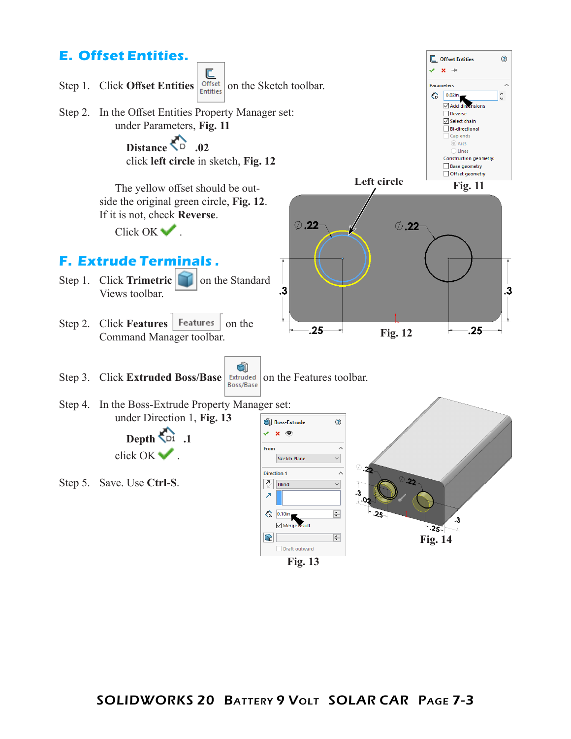## E. Offset Entities.

Step 1. Click **Offset Entities** on the Sketch toolbar.

Step 2. In the Offset Entities Property Manager set:
under Parameters, **Fig. 11**

**Distance** **.02**
click **left circle** in sketch, **Fig. 12**

The yellow offset should be outside the original green circle, **Fig. 12**. If it is not, check **Reverse**.

Click OK .

Fig. 11

Left circle

Fig. 12

## F. Extrude Terminals.

Step 1. Click **Trimetric** on the Standard Views toolbar.

Step 2. Click **Features** on the Command Manager toolbar.

Step 3. Click **Extruded Boss/Base** on the Features toolbar.

Step 4. In the Boss-Extrude Property Manager set:
under Direction 1, **Fig. 13**

**Depth** **.1**
click OK .

Step 5. Save. Use **Ctrl-S**.

Fig. 13

Fig. 14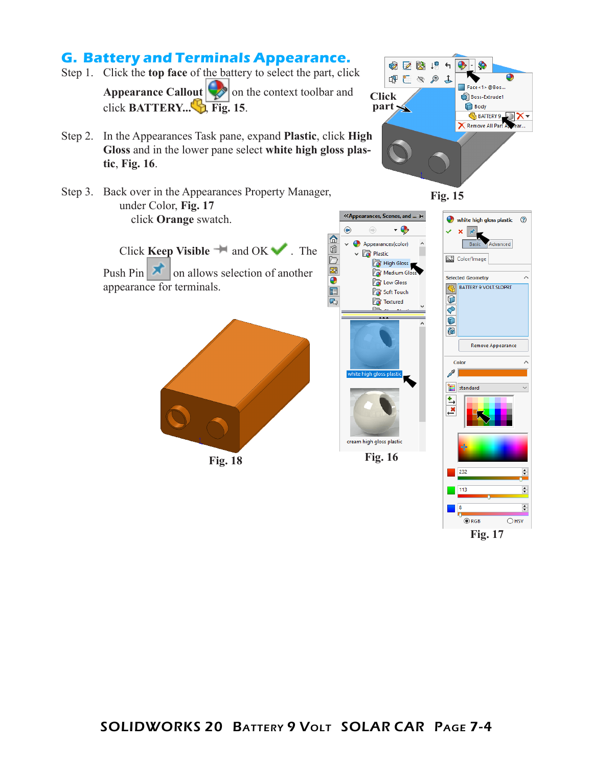## G. Battery and Terminals Appearance.

Step 1. Click the **top face** of the battery to select the part, click **Appearance Callout** on the context toolbar and click **BATTERY...**, **Fig. 15**.

Step 2. In the Appearances Task pane, expand **Plastic**, click **High Gloss** and in the lower pane select **white high gloss plastic**, **Fig. 16**.

Step 3. Back over in the Appearances Property Manager, under Color, **Fig. 17** click **Orange** swatch.

Click **Keep Visible** and OK. The Push Pin on allows selection of another appearance for terminals.

Click part

Fig. 15

Fig. 16

Fig. 17

Fig. 18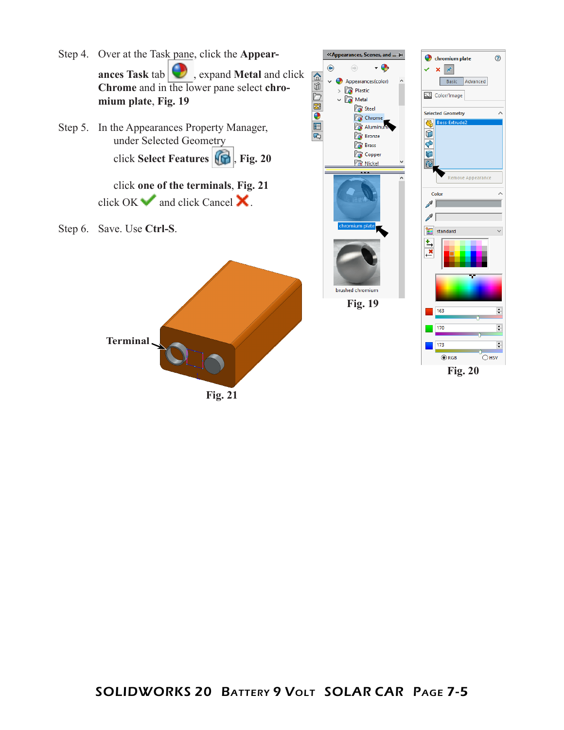Step 4. Over at the Task pane, click the **Appearances Task** tab, expand **Metal** and click **Chrome** and in the lower pane select **chromium plate**, **Fig. 19**

Step 5. In the Appearances Property Manager, under Selected Geometry

click **Select Features**, **Fig. 20**

click **one of the terminals**, **Fig. 21**

click OK and click Cancel.

Step 6. Save. Use **Ctrl-S**.

Terminal

**Fig. 21**

**Fig. 19**

**Fig. 20**